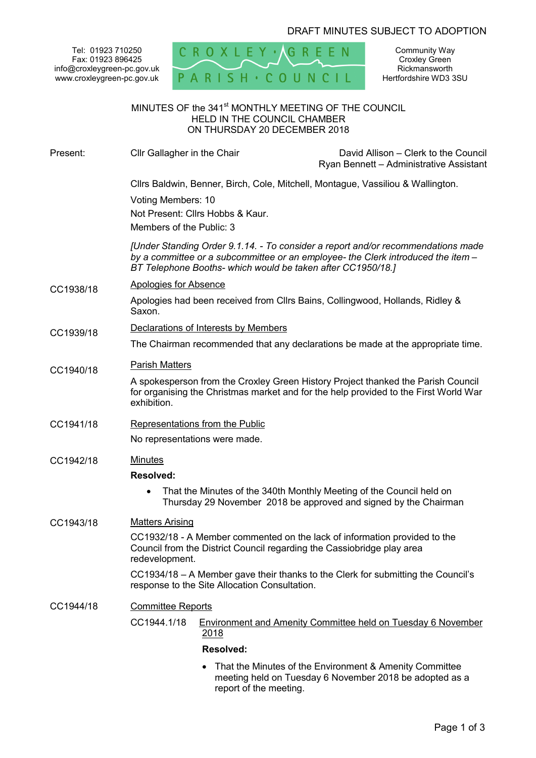DRAFT MINUTES SUBJECT TO ADOPTION

Tel: 01923 710250
Fax: 01923 896425
info@croxleygreen-pc.gov.uk
www.croxleygreen-pc.gov.uk

CROXLEY GREEN PARISH COUNCIL

Community Way
Croxley Green
Rickmansworth
Hertfordshire WD3 3SU

# MINUTES OF the 341st MONTHLY MEETING OF THE COUNCIL HELD IN THE COUNCIL CHAMBER ON THURSDAY 20 DECEMBER 2018

Present: Cllr Gallagher in the Chair

David Allison – Clerk to the Council
Ryan Bennett – Administrative Assistant

Cllrs Baldwin, Benner, Birch, Cole, Mitchell, Montague, Vassiliou & Wallington.

Voting Members: 10

Not Present: Cllrs Hobbs & Kaur.

Members of the Public: 3

*[Under Standing Order 9.1.14. - To consider a report and/or recommendations made by a committee or a subcommittee or an employee- the Clerk introduced the item – BT Telephone Booths- which would be taken after CC1950/18.]*

**CC1938/18** Apologies for Absence

Apologies had been received from Cllrs Bains, Collingwood, Hollands, Ridley & Saxon.

**CC1939/18** Declarations of Interests by Members

The Chairman recommended that any declarations be made at the appropriate time.

**CC1940/18** Parish Matters

A spokesperson from the Croxley Green History Project thanked the Parish Council for organising the Christmas market and for the help provided to the First World War exhibition.

**CC1941/18** Representations from the Public

No representations were made.

**CC1942/18** Minutes

**Resolved:**

- That the Minutes of the 340th Monthly Meeting of the Council held on Thursday 29 November 2018 be approved and signed by the Chairman

**CC1943/18** Matters Arising

CC1932/18 - A Member commented on the lack of information provided to the Council from the District Council regarding the Cassiobridge play area redevelopment.

CC1934/18 – A Member gave their thanks to the Clerk for submitting the Council's response to the Site Allocation Consultation.

**CC1944/18** Committee Reports

CC1944.1/18 Environment and Amenity Committee held on Tuesday 6 November 2018

**Resolved:**

- That the Minutes of the Environment & Amenity Committee meeting held on Tuesday 6 November 2018 be adopted as a report of the meeting.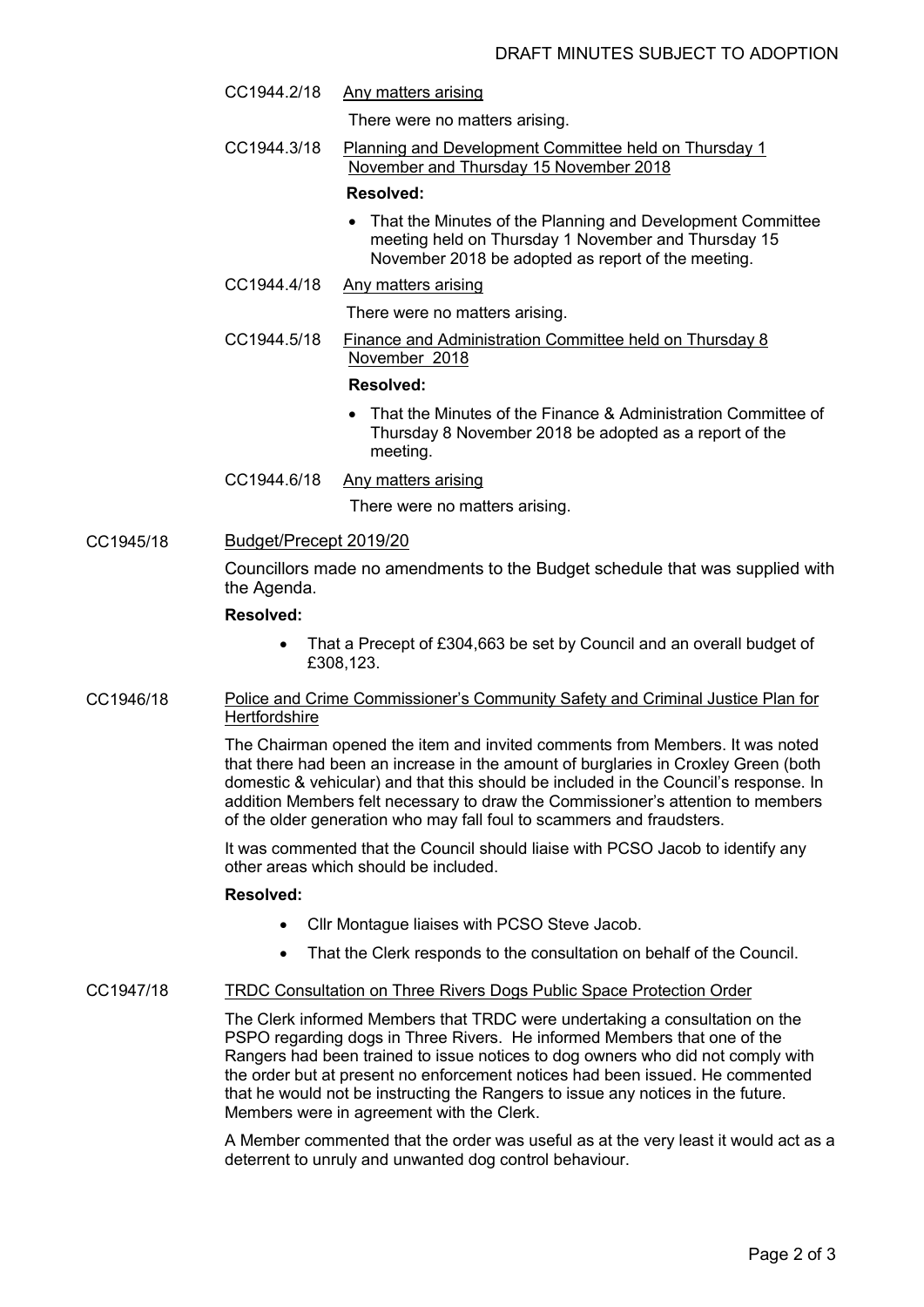DRAFT MINUTES SUBJECT TO ADOPTION

CC1944.2/18 Any matters arising

There were no matters arising.

CC1944.3/18 Planning and Development Committee held on Thursday 1 November and Thursday 15 November 2018

**Resolved:**

- That the Minutes of the Planning and Development Committee meeting held on Thursday 1 November and Thursday 15 November 2018 be adopted as report of the meeting.

CC1944.4/18 Any matters arising

There were no matters arising.

CC1944.5/18 Finance and Administration Committee held on Thursday 8 November 2018

**Resolved:**

- That the Minutes of the Finance & Administration Committee of Thursday 8 November 2018 be adopted as a report of the meeting.

CC1944.6/18 Any matters arising

There were no matters arising.

CC1945/18 Budget/Precept 2019/20

Councillors made no amendments to the Budget schedule that was supplied with the Agenda.

**Resolved:**

- That a Precept of £304,663 be set by Council and an overall budget of £308,123.

CC1946/18 Police and Crime Commissioner's Community Safety and Criminal Justice Plan for Hertfordshire

The Chairman opened the item and invited comments from Members. It was noted that there had been an increase in the amount of burglaries in Croxley Green (both domestic & vehicular) and that this should be included in the Council's response. In addition Members felt necessary to draw the Commissioner's attention to members of the older generation who may fall foul to scammers and fraudsters.

It was commented that the Council should liaise with PCSO Jacob to identify any other areas which should be included.

**Resolved:**

- Cllr Montague liaises with PCSO Steve Jacob.
- That the Clerk responds to the consultation on behalf of the Council.

CC1947/18 TRDC Consultation on Three Rivers Dogs Public Space Protection Order

The Clerk informed Members that TRDC were undertaking a consultation on the PSPO regarding dogs in Three Rivers. He informed Members that one of the Rangers had been trained to issue notices to dog owners who did not comply with the order but at present no enforcement notices had been issued. He commented that he would not be instructing the Rangers to issue any notices in the future. Members were in agreement with the Clerk.

A Member commented that the order was useful as at the very least it would act as a deterrent to unruly and unwanted dog control behaviour.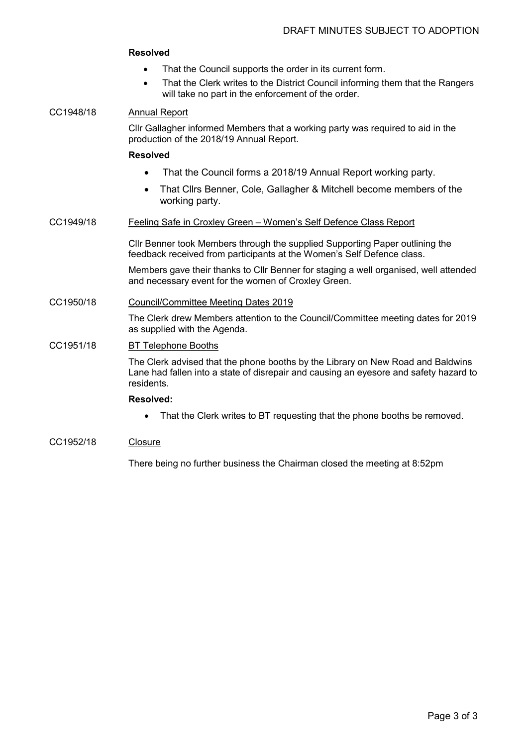**Resolved**

- That the Council supports the order in its current form.
- That the Clerk writes to the District Council informing them that the Rangers will take no part in the enforcement of the order.

CC1948/18 Annual Report

Cllr Gallagher informed Members that a working party was required to aid in the production of the 2018/19 Annual Report.

**Resolved**

- That the Council forms a 2018/19 Annual Report working party.
- That Cllrs Benner, Cole, Gallagher & Mitchell become members of the working party.

CC1949/18 Feeling Safe in Croxley Green – Women's Self Defence Class Report

Cllr Benner took Members through the supplied Supporting Paper outlining the feedback received from participants at the Women's Self Defence class.

Members gave their thanks to Cllr Benner for staging a well organised, well attended and necessary event for the women of Croxley Green.

CC1950/18 Council/Committee Meeting Dates 2019

The Clerk drew Members attention to the Council/Committee meeting dates for 2019 as supplied with the Agenda.

CC1951/18 BT Telephone Booths

The Clerk advised that the phone booths by the Library on New Road and Baldwins Lane had fallen into a state of disrepair and causing an eyesore and safety hazard to residents.

**Resolved:**

- That the Clerk writes to BT requesting that the phone booths be removed.

CC1952/18 Closure

There being no further business the Chairman closed the meeting at 8:52pm